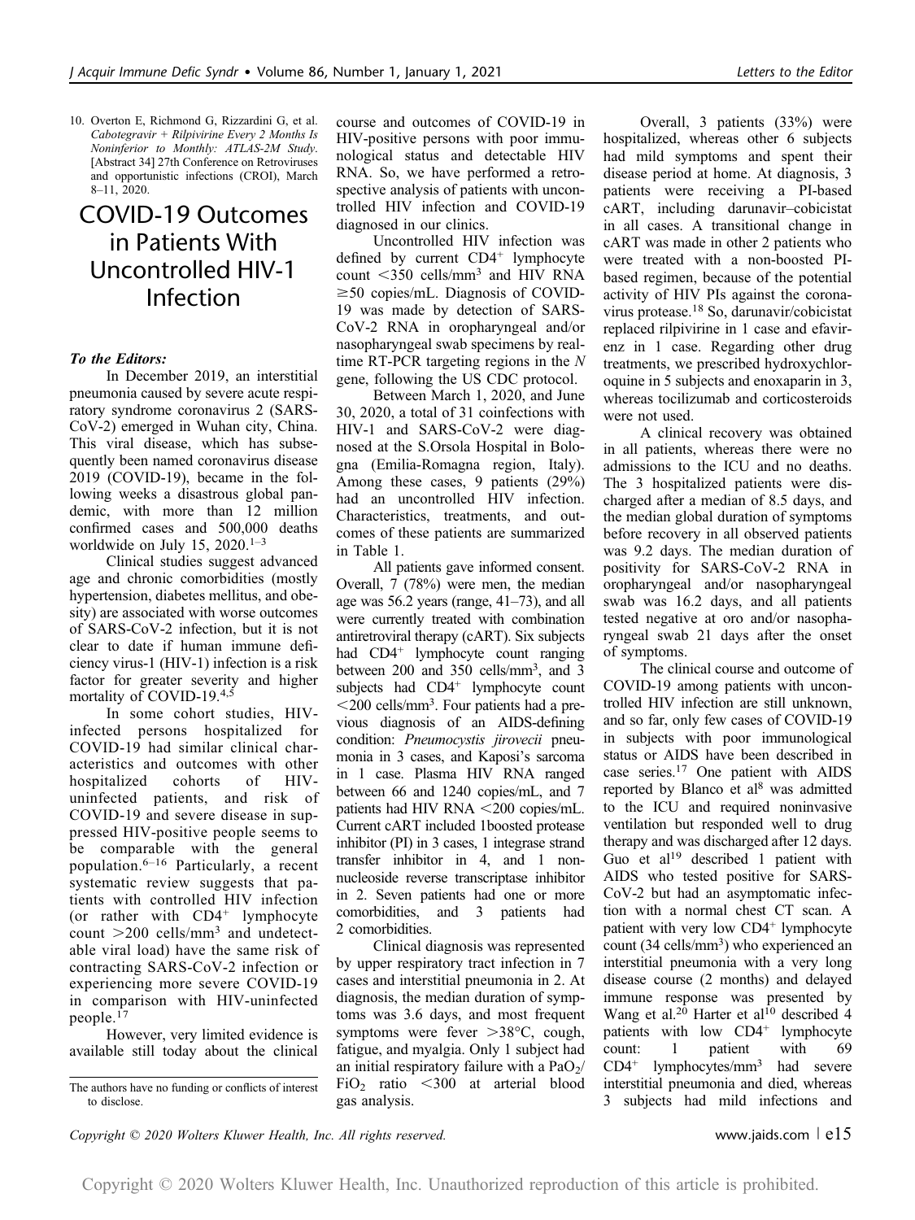10. Overton E, Richmond G, Rizzardini G, et al. *Cabotegravir + Rilpivirine Every 2 Months Is Noninferior to Monthly: ATLAS-2M Study.* [Abstract 34] 27th Conference on Retroviruses and opportunistic infections (CROI), March 8–11, 2020.

# COVID-19 Outcomes in Patients With Uncontrolled HIV-1 Infection

***To the Editors:***

In December 2019, an interstitial pneumonia caused by severe acute respiratory syndrome coronavirus 2 (SARS-CoV-2) emerged in Wuhan city, China. This viral disease, which has subsequently been named coronavirus disease 2019 (COVID-19), became in the following weeks a disastrous global pandemic, with more than 12 million confirmed cases and 500,000 deaths worldwide on July 15, 2020.[1–3]

Clinical studies suggest advanced age and chronic comorbidities (mostly hypertension, diabetes mellitus, and obesity) are associated with worse outcomes of SARS-CoV-2 infection, but it is not clear to date if human immune deficiency virus-1 (HIV-1) infection is a risk factor for greater severity and higher mortality of COVID-19.[4,5]

In some cohort studies, HIV-infected persons hospitalized for COVID-19 had similar clinical characteristics and outcomes with other hospitalized cohorts of HIV-uninfected patients, and risk of COVID-19 and severe disease in suppressed HIV-positive people seems to be comparable with the general population.[6–16] Particularly, a recent systematic review suggests that patients with controlled HIV infection (or rather with CD4$^+$ lymphocyte count >200 cells/mm$^3$ and undetectable viral load) have the same risk of contracting SARS-CoV-2 infection or experiencing more severe COVID-19 in comparison with HIV-uninfected people.[17]

However, very limited evidence is available still today about the clinical course and outcomes of COVID-19 in HIV-positive persons with poor immunological status and detectable HIV RNA. So, we have performed a retrospective analysis of patients with uncontrolled HIV infection and COVID-19 diagnosed in our clinics.

Uncontrolled HIV infection was defined by current CD4$^+$ lymphocyte count <350 cells/mm$^3$ and HIV RNA ≥50 copies/mL. Diagnosis of COVID-19 was made by detection of SARS-CoV-2 RNA in oropharyngeal and/or nasopharyngeal swab specimens by real-time RT-PCR targeting regions in the *N* gene, following the US CDC protocol.

Between March 1, 2020, and June 30, 2020, a total of 31 coinfections with HIV-1 and SARS-CoV-2 were diagnosed at the S.Orsola Hospital in Bologna (Emilia-Romagna region, Italy). Among these cases, 9 patients (29%) had an uncontrolled HIV infection. Characteristics, treatments, and outcomes of these patients are summarized in Table 1.

All patients gave informed consent. Overall, 7 (78%) were men, the median age was 56.2 years (range, 41–73), and all were currently treated with combination antiretroviral therapy (cART). Six subjects had CD4$^+$ lymphocyte count ranging between 200 and 350 cells/mm$^3$, and 3 subjects had CD4$^+$ lymphocyte count <200 cells/mm$^3$. Four patients had a previous diagnosis of an AIDS-defining condition: *Pneumocystis jirovecii* pneumonia in 3 cases, and Kaposi's sarcoma in 1 case. Plasma HIV RNA ranged between 66 and 1240 copies/mL, and 7 patients had HIV RNA <200 copies/mL. Current cART included 1boosted protease inhibitor (PI) in 3 cases, 1 integrase strand transfer inhibitor in 4, and 1 non-nucleoside reverse transcriptase inhibitor in 2. Seven patients had one or more comorbidities, and 3 patients had 2 comorbidities.

Clinical diagnosis was represented by upper respiratory tract infection in 7 cases and interstitial pneumonia in 2. At diagnosis, the median duration of symptoms was 3.6 days, and most frequent symptoms were fever >38°C, cough, fatigue, and myalgia. Only 1 subject had an initial respiratory failure with a $PaO_2/FiO_2$ ratio <300 at arterial blood gas analysis.

Overall, 3 patients (33%) were hospitalized, whereas other 6 subjects had mild symptoms and spent their disease period at home. At diagnosis, 3 patients were receiving a PI-based cART, including darunavir–cobicistat in all cases. A transitional change in cART was made in other 2 patients who were treated with a non-boosted PI-based regimen, because of the potential activity of HIV PIs against the coronavirus protease.[18] So, darunavir/cobicistat replaced rilpivirine in 1 case and efavirenz in 1 case. Regarding other drug treatments, we prescribed hydroxychloroquine in 5 subjects and enoxaparin in 3, whereas tocilizumab and corticosteroids were not used.

A clinical recovery was obtained in all patients, whereas there were no admissions to the ICU and no deaths. The 3 hospitalized patients were discharged after a median of 8.5 days, and the median global duration of symptoms before recovery in all observed patients was 9.2 days. The median duration of positivity for SARS-CoV-2 RNA in oropharyngeal and/or nasopharyngeal swab was 16.2 days, and all patients tested negative at oro and/or nasopharyngeal swab 21 days after the onset of symptoms.

The clinical course and outcome of COVID-19 among patients with uncontrolled HIV infection are still unknown, and so far, only few cases of COVID-19 in subjects with poor immunological status or AIDS have been described in case series.[17] One patient with AIDS reported by Blanco et al[8] was admitted to the ICU and required noninvasive ventilation but responded well to drug therapy and was discharged after 12 days. Guo et al[19] described 1 patient with AIDS who tested positive for SARS-CoV-2 but had an asymptomatic infection with a normal chest CT scan. A patient with very low CD4$^+$ lymphocyte count (34 cells/mm$^3$) who experienced an interstitial pneumonia with a very long disease course (2 months) and delayed immune response was presented by Wang et al.[20] Harter et al[10] described 4 patients with low CD4$^+$ lymphocyte count: 1 patient with 69 CD4$^+$ lymphocytes/mm$^3$ had severe interstitial pneumonia and died, whereas 3 subjects had mild infections and

The authors have no funding or conflicts of interest to disclose.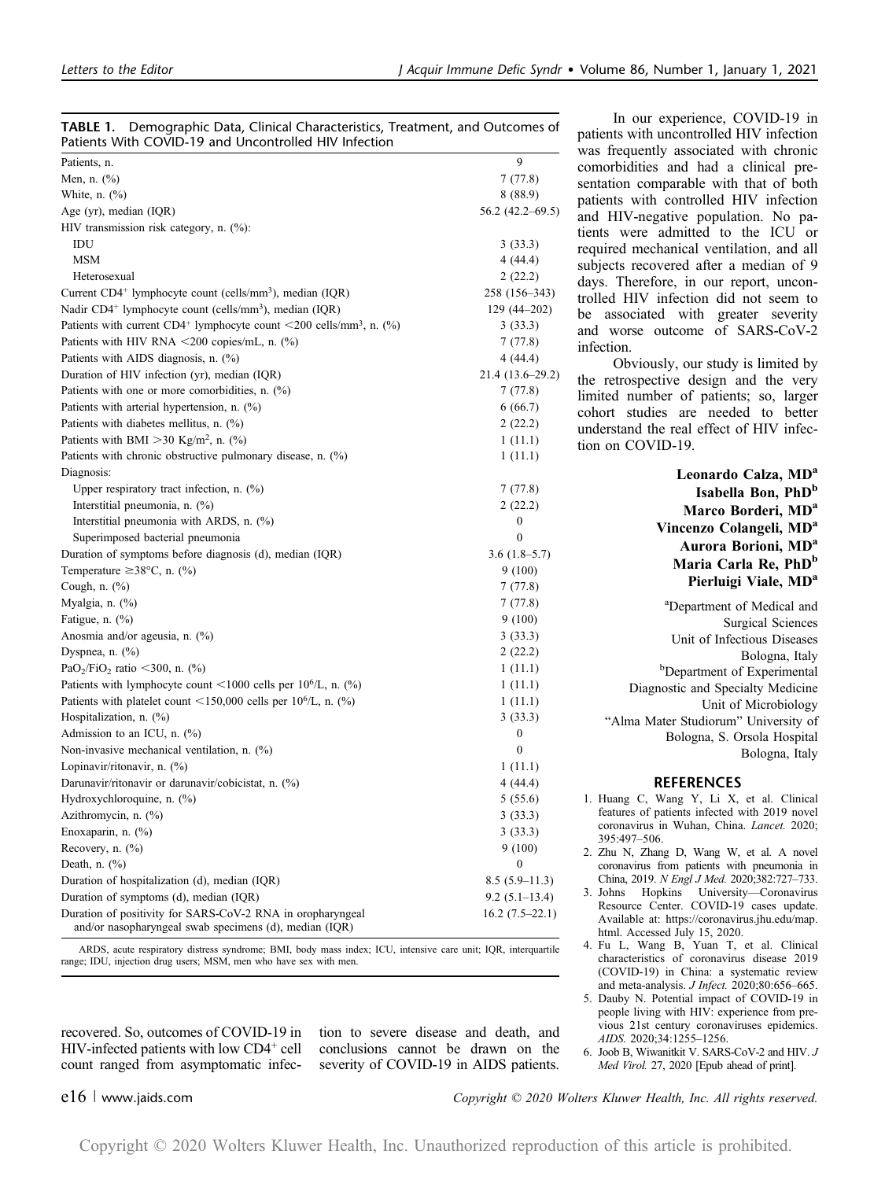**TABLE 1.** Demographic Data, Clinical Characteristics, Treatment, and Outcomes of Patients With COVID-19 and Uncontrolled HIV Infection

| | |
|---|---|
| Patients, n. | 9 |
| Men, n. (%) | 7 (77.8) |
| White, n. (%) | 8 (88.9) |
| Age (yr), median (IQR) | 56.2 (42.2–69.5) |
| HIV transmission risk category, n. (%): | |
| IDU | 3 (33.3) |
| MSM | 4 (44.4) |
| Heterosexual | 2 (22.2) |
| Current $CD4^+$ lymphocyte count (cells/mm$^3$), median (IQR) | 258 (156–343) |
| Nadir $CD4^+$ lymphocyte count (cells/mm$^3$), median (IQR) | 129 (44–202) |
| Patients with current $CD4^+$ lymphocyte count <200 cells/mm$^3$, n. (%) | 3 (33.3) |
| Patients with HIV RNA <200 copies/mL, n. (%) | 7 (77.8) |
| Patients with AIDS diagnosis, n. (%) | 4 (44.4) |
| Duration of HIV infection (yr), median (IQR) | 21.4 (13.6–29.2) |
| Patients with one or more comorbidities, n. (%) | 7 (77.8) |
| Patients with arterial hypertension, n. (%) | 6 (66.7) |
| Patients with diabetes mellitus, n. (%) | 2 (22.2) |
| Patients with BMI >30 Kg/m$^2$, n. (%) | 1 (11.1) |
| Patients with chronic obstructive pulmonary disease, n. (%) | 1 (11.1) |
| Diagnosis: | |
| Upper respiratory tract infection, n. (%) | 7 (77.8) |
| Interstitial pneumonia, n. (%) | 2 (22.2) |
| Interstitial pneumonia with ARDS, n. (%) | 0 |
| Superimposed bacterial pneumonia | 0 |
| Duration of symptoms before diagnosis (d), median (IQR) | 3.6 (1.8–5.7) |
| Temperature ≥38°C, n. (%) | 9 (100) |
| Cough, n. (%) | 7 (77.8) |
| Myalgia, n. (%) | 7 (77.8) |
| Fatigue, n. (%) | 9 (100) |
| Anosmia and/or ageusia, n. (%) | 3 (33.3) |
| Dyspnea, n. (%) | 2 (22.2) |
| $PaO_2/FiO_2$ ratio <300, n. (%) | 1 (11.1) |
| Patients with lymphocyte count <1000 cells per $10^6$/L, n. (%) | 1 (11.1) |
| Patients with platelet count <150,000 cells per $10^6$/L, n. (%) | 1 (11.1) |
| Hospitalization, n. (%) | 3 (33.3) |
| Admission to an ICU, n. (%) | 0 |
| Non-invasive mechanical ventilation, n. (%) | 0 |
| Lopinavir/ritonavir, n. (%) | 1 (11.1) |
| Darunavir/ritonavir or darunavir/cobicistat, n. (%) | 4 (44.4) |
| Hydroxychloroquine, n. (%) | 5 (55.6) |
| Azithromycin, n. (%) | 3 (33.3) |
| Enoxaparin, n. (%) | 3 (33.3) |
| Recovery, n. (%) | 9 (100) |
| Death, n. (%) | 0 |
| Duration of hospitalization (d), median (IQR) | 8.5 (5.9–11.3) |
| Duration of symptoms (d), median (IQR) | 9.2 (5.1–13.4) |
| Duration of positivity for SARS-CoV-2 RNA in oropharyngeal and/or nasopharyngeal swab specimens (d), median (IQR) | 16.2 (7.5–22.1) |

ARDS, acute respiratory distress syndrome; BMI, body mass index; ICU, intensive care unit; IQR, interquartile range; IDU, injection drug users; MSM, men who have sex with men.

recovered. So, outcomes of COVID-19 in HIV-infected patients with low $CD4^+$ cell count ranged from asymptomatic infection to severe disease and death, and conclusions cannot be drawn on the severity of COVID-19 in AIDS patients.

In our experience, COVID-19 in patients with uncontrolled HIV infection was frequently associated with chronic comorbidities and had a clinical presentation comparable with that of both patients with controlled HIV infection and HIV-negative population. No patients were admitted to the ICU or required mechanical ventilation, and all subjects recovered after a median of 9 days. Therefore, in our report, uncontrolled HIV infection did not seem to be associated with greater severity and worse outcome of SARS-CoV-2 infection.

Obviously, our study is limited by the retrospective design and the very limited number of patients; so, larger cohort studies are needed to better understand the real effect of HIV infection on COVID-19.

**Leonardo Calza, MD**[a]
**Isabella Bon, PhD**[b]
**Marco Borderi, MD**[a]
**Vincenzo Colangeli, MD**[a]
**Aurora Borioni, MD**[a]
**Maria Carla Re, PhD**[b]
**Pierluigi Viale, MD**[a]

[a]Department of Medical and Surgical Sciences
Unit of Infectious Diseases
Bologna, Italy
[b]Department of Experimental Diagnostic and Specialty Medicine
Unit of Microbiology
"Alma Mater Studiorum" University of Bologna, S. Orsola Hospital
Bologna, Italy

## REFERENCES

1. Huang C, Wang Y, Li X, et al. Clinical features of patients infected with 2019 novel coronavirus in Wuhan, China. *Lancet.* 2020; 395:497–506.
2. Zhu N, Zhang D, Wang W, et al. A novel coronavirus from patients with pneumonia in China, 2019. *N Engl J Med.* 2020;382:727–733.
3. Johns Hopkins University—Coronavirus Resource Center. COVID-19 cases update. Available at: https://coronavirus.jhu.edu/map.html. Accessed July 15, 2020.
4. Fu L, Wang B, Yuan T, et al. Clinical characteristics of coronavirus disease 2019 (COVID-19) in China: a systematic review and meta-analysis. *J Infect.* 2020;80:656–665.
5. Dauby N. Potential impact of COVID-19 in people living with HIV: experience from previous 21st century coronaviruses epidemics. *AIDS.* 2020;34:1255–1256.
6. Joob B, Wiwanitkit V. SARS-CoV-2 and HIV. *J Med Virol.* 27, 2020 [Epub ahead of print].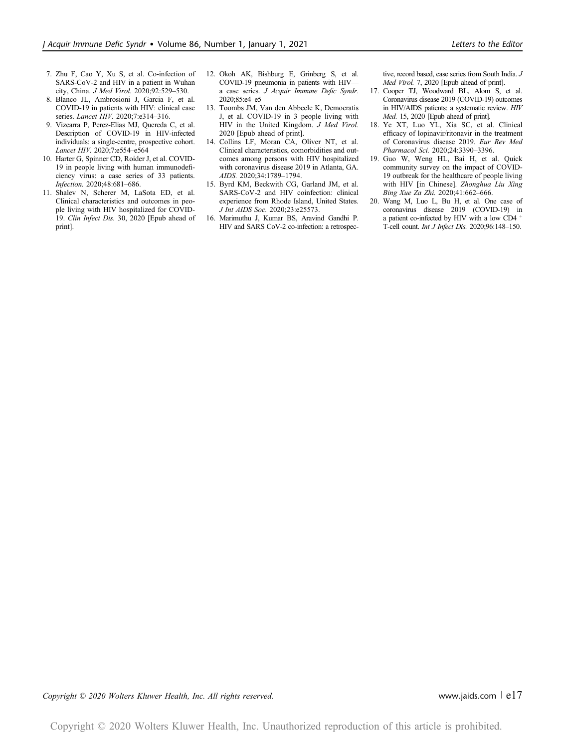7. Zhu F, Cao Y, Xu S, et al. Co-infection of SARS-CoV-2 and HIV in a patient in Wuhan city, China. *J Med Virol.* 2020;92:529–530.
8. Blanco JL, Ambrosioni J, Garcia F, et al. COVID-19 in patients with HIV: clinical case series. *Lancet HIV.* 2020;7:e314–316.
9. Vizcarra P, Perez-Elias MJ, Quereda C, et al. Description of COVID-19 in HIV-infected individuals: a single-centre, prospective cohort. *Lancet HIV.* 2020;7:e554–e564
10. Harter G, Spinner CD, Roider J, et al. COVID-19 in people living with human immunodeficiency virus: a case series of 33 patients. *Infection.* 2020;48:681–686.
11. Shalev N, Scherer M, LaSota ED, et al. Clinical characteristics and outcomes in people living with HIV hospitalized for COVID-19. *Clin Infect Dis.* 30, 2020 [Epub ahead of print].
12. Okoh AK, Bishburg E, Grinberg S, et al. COVID-19 pneumonia in patients with HIV—a case series. *J Acquir Immune Defic Syndr.* 2020;85:e4–e5
13. Toombs JM, Van den Abbeele K, Democratis J, et al. COVID-19 in 3 people living with HIV in the United Kingdom. *J Med Virol.* 2020 [Epub ahead of print].
14. Collins LF, Moran CA, Oliver NT, et al. Clinical characteristics, comorbidities and outcomes among persons with HIV hospitalized with coronavirus disease 2019 in Atlanta, GA. *AIDS.* 2020;34:1789–1794.
15. Byrd KM, Beckwith CG, Garland JM, et al. SARS-CoV-2 and HIV coinfection: clinical experience from Rhode Island, United States. *J Int AIDS Soc.* 2020;23:e25573.
16. Marimuthu J, Kumar BS, Aravind Gandhi P. HIV and SARS CoV-2 co-infection: a retrospective, record based, case series from South India. *J Med Virol.* 7, 2020 [Epub ahead of print].
17. Cooper TJ, Woodward BL, Alom S, et al. Coronavirus disease 2019 (COVID-19) outcomes in HIV/AIDS patients: a systematic review. *HIV Med.* 15, 2020 [Epub ahead of print].
18. Ye XT, Luo YL, Xia SC, et al. Clinical efficacy of lopinavir/ritonavir in the treatment of Coronavirus disease 2019. *Eur Rev Med Pharmacol Sci.* 2020;24:3390–3396.
19. Guo W, Weng HL, Bai H, et al. Quick community survey on the impact of COVID-19 outbreak for the healthcare of people living with HIV [in Chinese]. *Zhonghua Liu Xing Bing Xue Za Zhi.* 2020;41:662–666.
20. Wang M, Luo L, Bu H, et al. One case of coronavirus disease 2019 (COVID-19) in a patient co-infected by HIV with a low $CD4^+$ T-cell count. *Int J Infect Dis.* 2020;96:148–150.